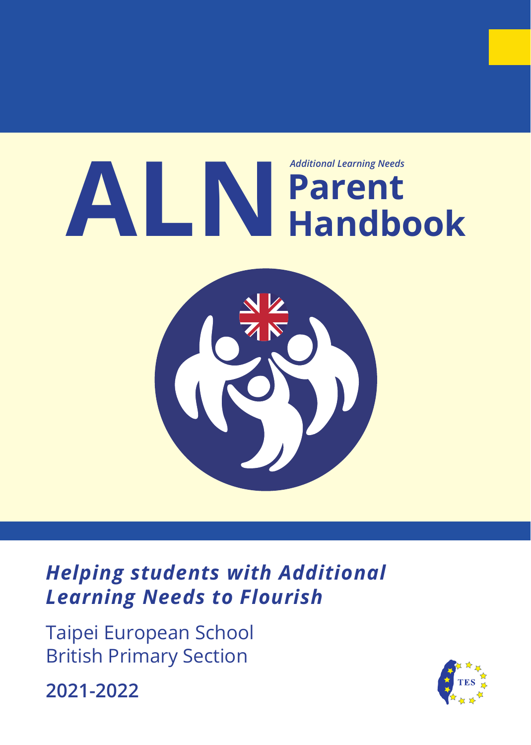# ALN

*Additional Learning Needs*

# Parent Handbook

***Helping students with Additional Learning Needs to Flourish***

Taipei European School
British Primary Section

**2021-2022**

TES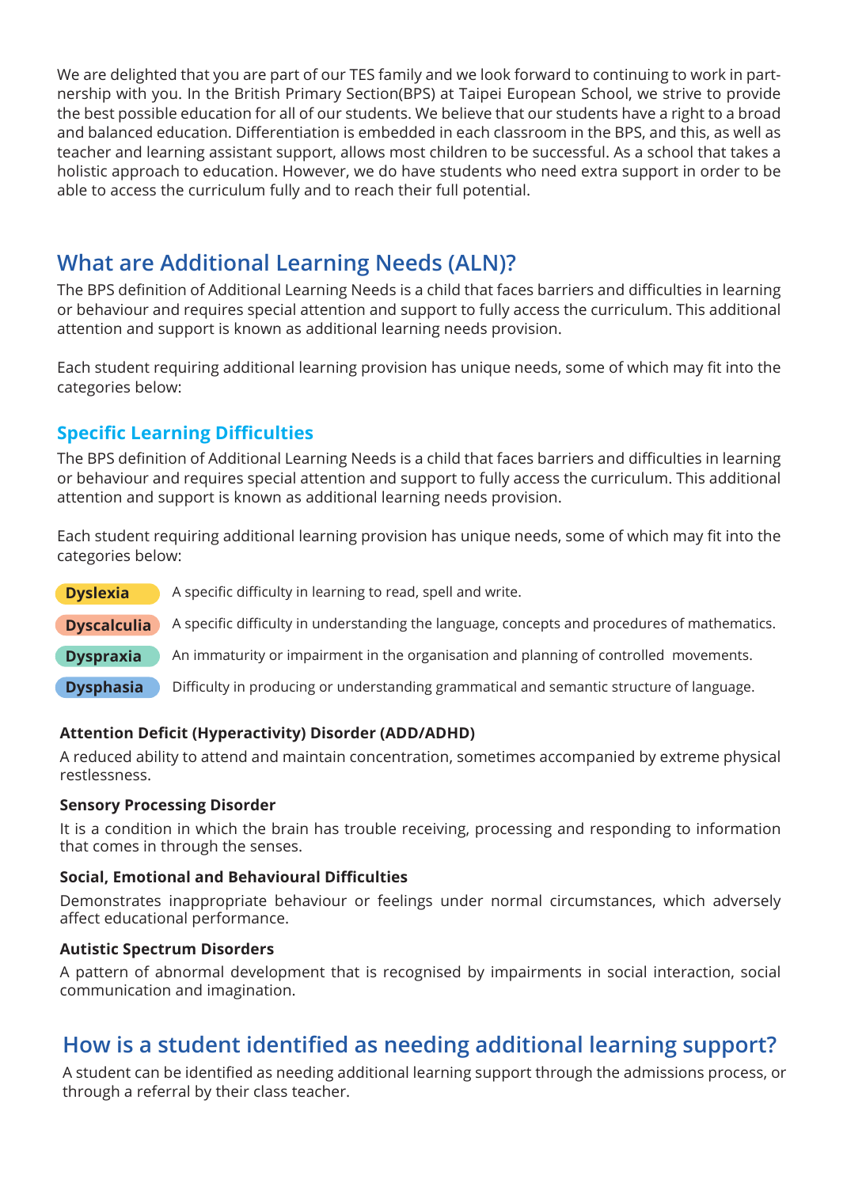We are delighted that you are part of our TES family and we look forward to continuing to work in partnership with you. In the British Primary Section(BPS) at Taipei European School, we strive to provide the best possible education for all of our students. We believe that our students have a right to a broad and balanced education. Differentiation is embedded in each classroom in the BPS, and this, as well as teacher and learning assistant support, allows most children to be successful. As a school that takes a holistic approach to education. However, we do have students who need extra support in order to be able to access the curriculum fully and to reach their full potential.

## What are Additional Learning Needs (ALN)?

The BPS definition of Additional Learning Needs is a child that faces barriers and difficulties in learning or behaviour and requires special attention and support to fully access the curriculum. This additional attention and support is known as additional learning needs provision.

Each student requiring additional learning provision has unique needs, some of which may fit into the categories below:

### Specific Learning Difficulties

The BPS definition of Additional Learning Needs is a child that faces barriers and difficulties in learning or behaviour and requires special attention and support to fully access the curriculum. This additional attention and support is known as additional learning needs provision.

Each student requiring additional learning provision has unique needs, some of which may fit into the categories below:

- **Dyslexia** A specific difficulty in learning to read, spell and write.
- **Dyscalculia** A specific difficulty in understanding the language, concepts and procedures of mathematics.
- **Dyspraxia** An immaturity or impairment in the organisation and planning of controlled movements.
- **Dysphasia** Difficulty in producing or understanding grammatical and semantic structure of language.

**Attention Deficit (Hyperactivity) Disorder (ADD/ADHD)**

A reduced ability to attend and maintain concentration, sometimes accompanied by extreme physical restlessness.

**Sensory Processing Disorder**

It is a condition in which the brain has trouble receiving, processing and responding to information that comes in through the senses.

**Social, Emotional and Behavioural Difficulties**

Demonstrates inappropriate behaviour or feelings under normal circumstances, which adversely affect educational performance.

**Autistic Spectrum Disorders**

A pattern of abnormal development that is recognised by impairments in social interaction, social communication and imagination.

## How is a student identified as needing additional learning support?

A student can be identified as needing additional learning support through the admissions process, or through a referral by their class teacher.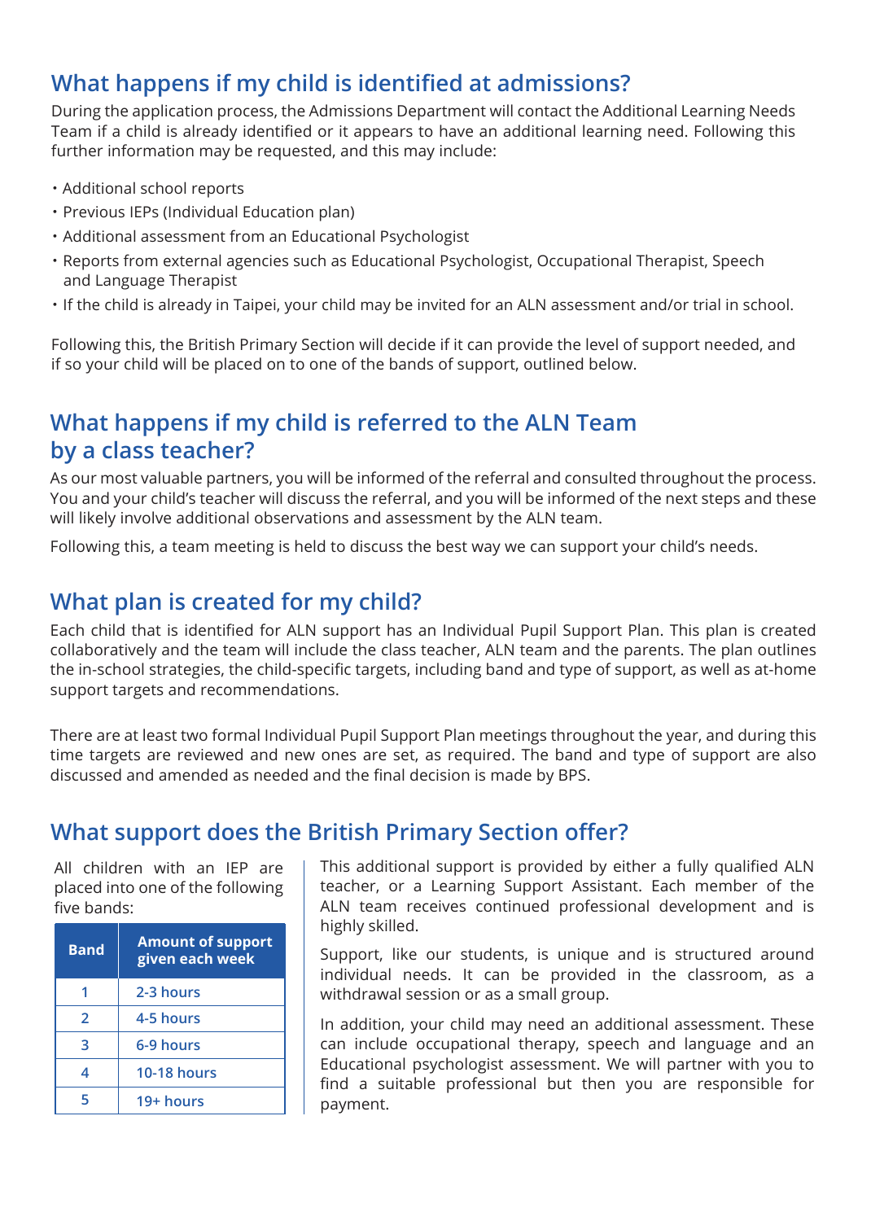## What happens if my child is identified at admissions?

During the application process, the Admissions Department will contact the Additional Learning Needs Team if a child is already identified or it appears to have an additional learning need. Following this further information may be requested, and this may include:

- Additional school reports
- Previous IEPs (Individual Education plan)
- Additional assessment from an Educational Psychologist
- Reports from external agencies such as Educational Psychologist, Occupational Therapist, Speech and Language Therapist
- If the child is already in Taipei, your child may be invited for an ALN assessment and/or trial in school.

Following this, the British Primary Section will decide if it can provide the level of support needed, and if so your child will be placed on to one of the bands of support, outlined below.

## What happens if my child is referred to the ALN Team by a class teacher?

As our most valuable partners, you will be informed of the referral and consulted throughout the process. You and your child's teacher will discuss the referral, and you will be informed of the next steps and these will likely involve additional observations and assessment by the ALN team.

Following this, a team meeting is held to discuss the best way we can support your child's needs.

## What plan is created for my child?

Each child that is identified for ALN support has an Individual Pupil Support Plan. This plan is created collaboratively and the team will include the class teacher, ALN team and the parents. The plan outlines the in-school strategies, the child-specific targets, including band and type of support, as well as at-home support targets and recommendations.

There are at least two formal Individual Pupil Support Plan meetings throughout the year, and during this time targets are reviewed and new ones are set, as required. The band and type of support are also discussed and amended as needed and the final decision is made by BPS.

## What support does the British Primary Section offer?

All children with an IEP are placed into one of the following five bands:

| Band | Amount of support given each week |
|---|---|
| 1 | 2-3 hours |
| 2 | 4-5 hours |
| 3 | 6-9 hours |
| 4 | 10-18 hours |
| 5 | 19+ hours |

This additional support is provided by either a fully qualified ALN teacher, or a Learning Support Assistant. Each member of the ALN team receives continued professional development and is highly skilled.

Support, like our students, is unique and is structured around individual needs. It can be provided in the classroom, as a withdrawal session or as a small group.

In addition, your child may need an additional assessment. These can include occupational therapy, speech and language and an Educational psychologist assessment. We will partner with you to find a suitable professional but then you are responsible for payment.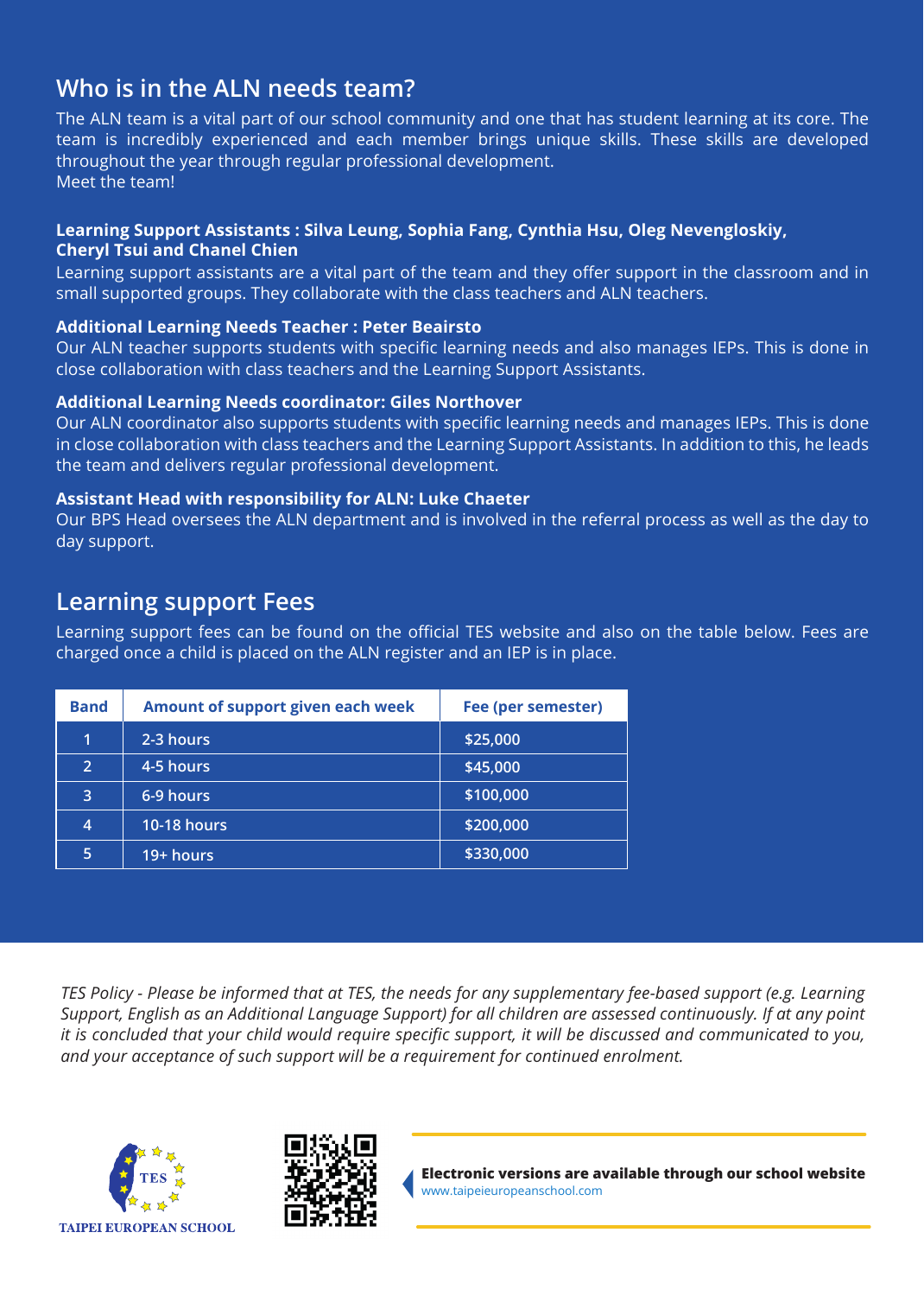## Who is in the ALN needs team?

The ALN team is a vital part of our school community and one that has student learning at its core. The team is incredibly experienced and each member brings unique skills. These skills are developed throughout the year through regular professional development.
Meet the team!

**Learning Support Assistants : Silva Leung, Sophia Fang, Cynthia Hsu, Oleg Nevengloskiy, Cheryl Tsui and Chanel Chien**
Learning support assistants are a vital part of the team and they offer support in the classroom and in small supported groups. They collaborate with the class teachers and ALN teachers.

**Additional Learning Needs Teacher : Peter Beairsto**
Our ALN teacher supports students with specific learning needs and also manages IEPs. This is done in close collaboration with class teachers and the Learning Support Assistants.

**Additional Learning Needs coordinator: Giles Northover**
Our ALN coordinator also supports students with specific learning needs and manages IEPs. This is done in close collaboration with class teachers and the Learning Support Assistants. In addition to this, he leads the team and delivers regular professional development.

**Assistant Head with responsibility for ALN: Luke Chaeter**
Our BPS Head oversees the ALN department and is involved in the referral process as well as the day to day support.

## Learning support Fees

Learning support fees can be found on the official TES website and also on the table below. Fees are charged once a child is placed on the ALN register and an IEP is in place.

| Band | Amount of support given each week | Fee (per semester) |
|---|---|---|
| 1 | 2-3 hours | $25,000 |
| 2 | 4-5 hours | $45,000 |
| 3 | 6-9 hours | $100,000 |
| 4 | 10-18 hours | $200,000 |
| 5 | 19+ hours | $330,000 |

*TES Policy - Please be informed that at TES, the needs for any supplementary fee-based support (e.g. Learning Support, English as an Additional Language Support) for all children are assessed continuously. If at any point it is concluded that your child would require specific support, it will be discussed and communicated to you, and your acceptance of such support will be a requirement for continued enrolment.*

TES
TAIPEI EUROPEAN SCHOOL

**Electronic versions are available through our school website**
www.taipeieuropeanschool.com